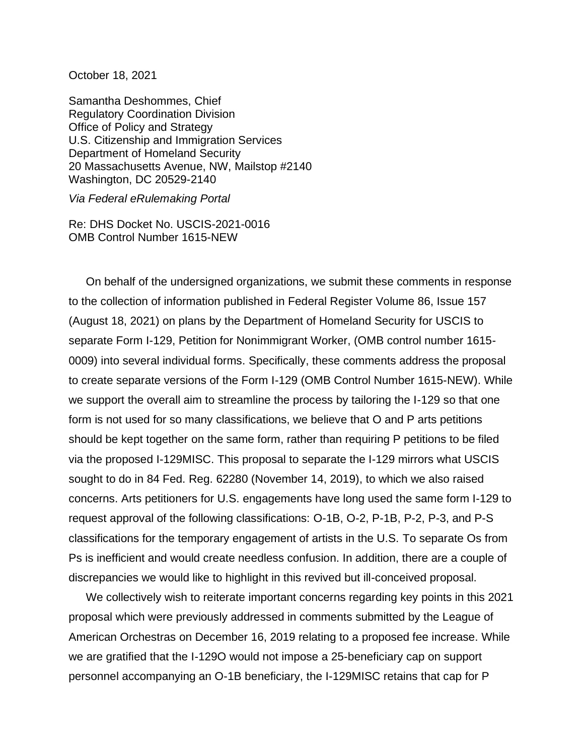October 18, 2021

Samantha Deshommes, Chief
Regulatory Coordination Division
Office of Policy and Strategy
U.S. Citizenship and Immigration Services
Department of Homeland Security
20 Massachusetts Avenue, NW, Mailstop #2140
Washington, DC 20529-2140

*Via Federal eRulemaking Portal*

Re: DHS Docket No. USCIS-2021-0016
OMB Control Number 1615-NEW

On behalf of the undersigned organizations, we submit these comments in response to the collection of information published in Federal Register Volume 86, Issue 157 (August 18, 2021) on plans by the Department of Homeland Security for USCIS to separate Form I-129, Petition for Nonimmigrant Worker, (OMB control number 1615-0009) into several individual forms. Specifically, these comments address the proposal to create separate versions of the Form I-129 (OMB Control Number 1615-NEW). While we support the overall aim to streamline the process by tailoring the I-129 so that one form is not used for so many classifications, we believe that O and P arts petitions should be kept together on the same form, rather than requiring P petitions to be filed via the proposed I-129MISC. This proposal to separate the I-129 mirrors what USCIS sought to do in 84 Fed. Reg. 62280 (November 14, 2019), to which we also raised concerns. Arts petitioners for U.S. engagements have long used the same form I-129 to request approval of the following classifications: O-1B, O-2, P-1B, P-2, P-3, and P-S classifications for the temporary engagement of artists in the U.S. To separate Os from Ps is inefficient and would create needless confusion. In addition, there are a couple of discrepancies we would like to highlight in this revived but ill-conceived proposal.

We collectively wish to reiterate important concerns regarding key points in this 2021 proposal which were previously addressed in comments submitted by the League of American Orchestras on December 16, 2019 relating to a proposed fee increase. While we are gratified that the I-129O would not impose a 25-beneficiary cap on support personnel accompanying an O-1B beneficiary, the I-129MISC retains that cap for P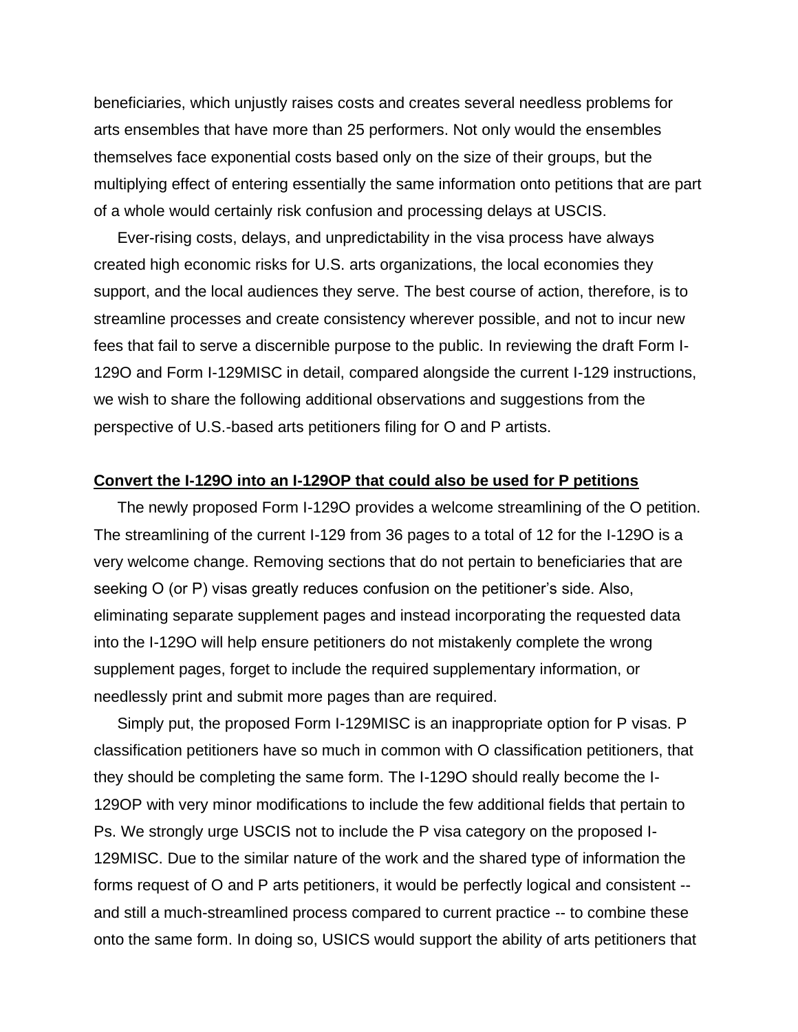beneficiaries, which unjustly raises costs and creates several needless problems for arts ensembles that have more than 25 performers. Not only would the ensembles themselves face exponential costs based only on the size of their groups, but the multiplying effect of entering essentially the same information onto petitions that are part of a whole would certainly risk confusion and processing delays at USCIS.

Ever-rising costs, delays, and unpredictability in the visa process have always created high economic risks for U.S. arts organizations, the local economies they support, and the local audiences they serve. The best course of action, therefore, is to streamline processes and create consistency wherever possible, and not to incur new fees that fail to serve a discernible purpose to the public. In reviewing the draft Form I-129O and Form I-129MISC in detail, compared alongside the current I-129 instructions, we wish to share the following additional observations and suggestions from the perspective of U.S.-based arts petitioners filing for O and P artists.

**Convert the I-129O into an I-129OP that could also be used for P petitions**

The newly proposed Form I-129O provides a welcome streamlining of the O petition. The streamlining of the current I-129 from 36 pages to a total of 12 for the I-129O is a very welcome change. Removing sections that do not pertain to beneficiaries that are seeking O (or P) visas greatly reduces confusion on the petitioner's side. Also, eliminating separate supplement pages and instead incorporating the requested data into the I-129O will help ensure petitioners do not mistakenly complete the wrong supplement pages, forget to include the required supplementary information, or needlessly print and submit more pages than are required.

Simply put, the proposed Form I-129MISC is an inappropriate option for P visas. P classification petitioners have so much in common with O classification petitioners, that they should be completing the same form. The I-129O should really become the I-129OP with very minor modifications to include the few additional fields that pertain to Ps. We strongly urge USCIS not to include the P visa category on the proposed I-129MISC. Due to the similar nature of the work and the shared type of information the forms request of O and P arts petitioners, it would be perfectly logical and consistent -- and still a much-streamlined process compared to current practice -- to combine these onto the same form. In doing so, USICS would support the ability of arts petitioners that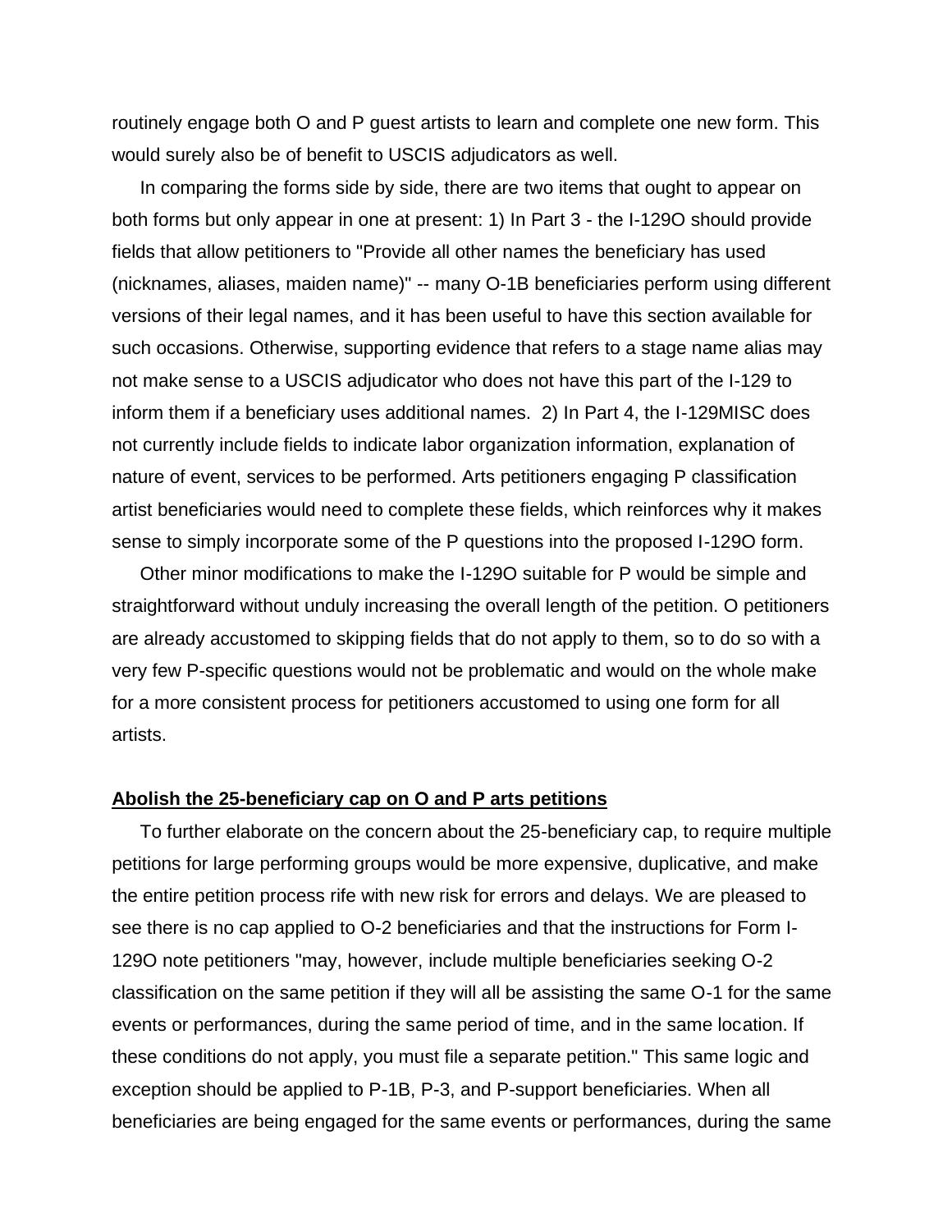routinely engage both O and P guest artists to learn and complete one new form. This would surely also be of benefit to USCIS adjudicators as well.

In comparing the forms side by side, there are two items that ought to appear on both forms but only appear in one at present: 1) In Part 3 - the I-129O should provide fields that allow petitioners to "Provide all other names the beneficiary has used (nicknames, aliases, maiden name)" -- many O-1B beneficiaries perform using different versions of their legal names, and it has been useful to have this section available for such occasions. Otherwise, supporting evidence that refers to a stage name alias may not make sense to a USCIS adjudicator who does not have this part of the I-129 to inform them if a beneficiary uses additional names. 2) In Part 4, the I-129MISC does not currently include fields to indicate labor organization information, explanation of nature of event, services to be performed. Arts petitioners engaging P classification artist beneficiaries would need to complete these fields, which reinforces why it makes sense to simply incorporate some of the P questions into the proposed I-129O form.

Other minor modifications to make the I-129O suitable for P would be simple and straightforward without unduly increasing the overall length of the petition. O petitioners are already accustomed to skipping fields that do not apply to them, so to do so with a very few P-specific questions would not be problematic and would on the whole make for a more consistent process for petitioners accustomed to using one form for all artists.

**Abolish the 25-beneficiary cap on O and P arts petitions**

To further elaborate on the concern about the 25-beneficiary cap, to require multiple petitions for large performing groups would be more expensive, duplicative, and make the entire petition process rife with new risk for errors and delays. We are pleased to see there is no cap applied to O-2 beneficiaries and that the instructions for Form I-129O note petitioners "may, however, include multiple beneficiaries seeking O-2 classification on the same petition if they will all be assisting the same O-1 for the same events or performances, during the same period of time, and in the same location. If these conditions do not apply, you must file a separate petition." This same logic and exception should be applied to P-1B, P-3, and P-support beneficiaries. When all beneficiaries are being engaged for the same events or performances, during the same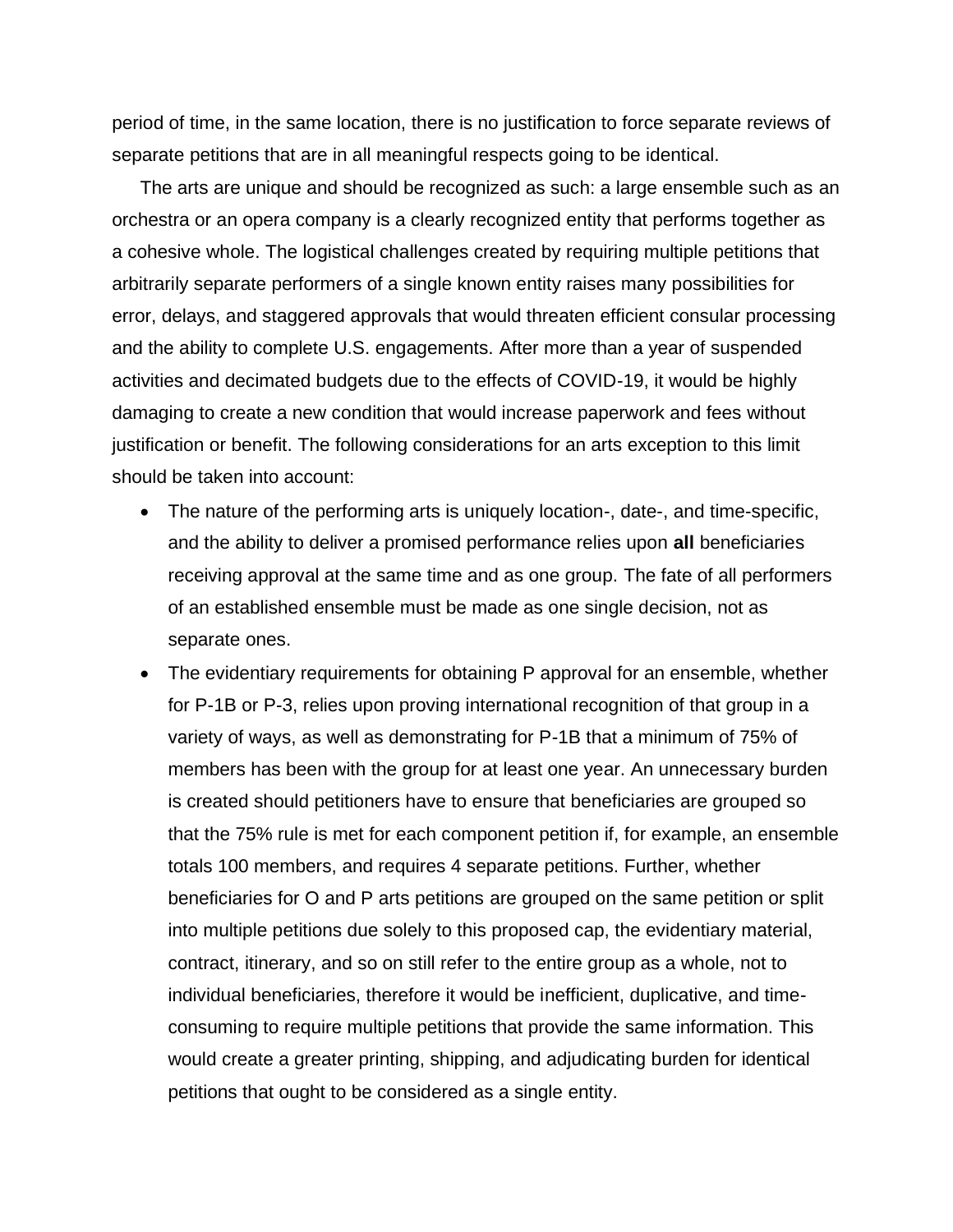period of time, in the same location, there is no justification to force separate reviews of separate petitions that are in all meaningful respects going to be identical.

The arts are unique and should be recognized as such: a large ensemble such as an orchestra or an opera company is a clearly recognized entity that performs together as a cohesive whole. The logistical challenges created by requiring multiple petitions that arbitrarily separate performers of a single known entity raises many possibilities for error, delays, and staggered approvals that would threaten efficient consular processing and the ability to complete U.S. engagements. After more than a year of suspended activities and decimated budgets due to the effects of COVID-19, it would be highly damaging to create a new condition that would increase paperwork and fees without justification or benefit. The following considerations for an arts exception to this limit should be taken into account:

- The nature of the performing arts is uniquely location-, date-, and time-specific, and the ability to deliver a promised performance relies upon **all** beneficiaries receiving approval at the same time and as one group. The fate of all performers of an established ensemble must be made as one single decision, not as separate ones.
- The evidentiary requirements for obtaining P approval for an ensemble, whether for P-1B or P-3, relies upon proving international recognition of that group in a variety of ways, as well as demonstrating for P-1B that a minimum of 75% of members has been with the group for at least one year. An unnecessary burden is created should petitioners have to ensure that beneficiaries are grouped so that the 75% rule is met for each component petition if, for example, an ensemble totals 100 members, and requires 4 separate petitions. Further, whether beneficiaries for O and P arts petitions are grouped on the same petition or split into multiple petitions due solely to this proposed cap, the evidentiary material, contract, itinerary, and so on still refer to the entire group as a whole, not to individual beneficiaries, therefore it would be inefficient, duplicative, and time-consuming to require multiple petitions that provide the same information. This would create a greater printing, shipping, and adjudicating burden for identical petitions that ought to be considered as a single entity.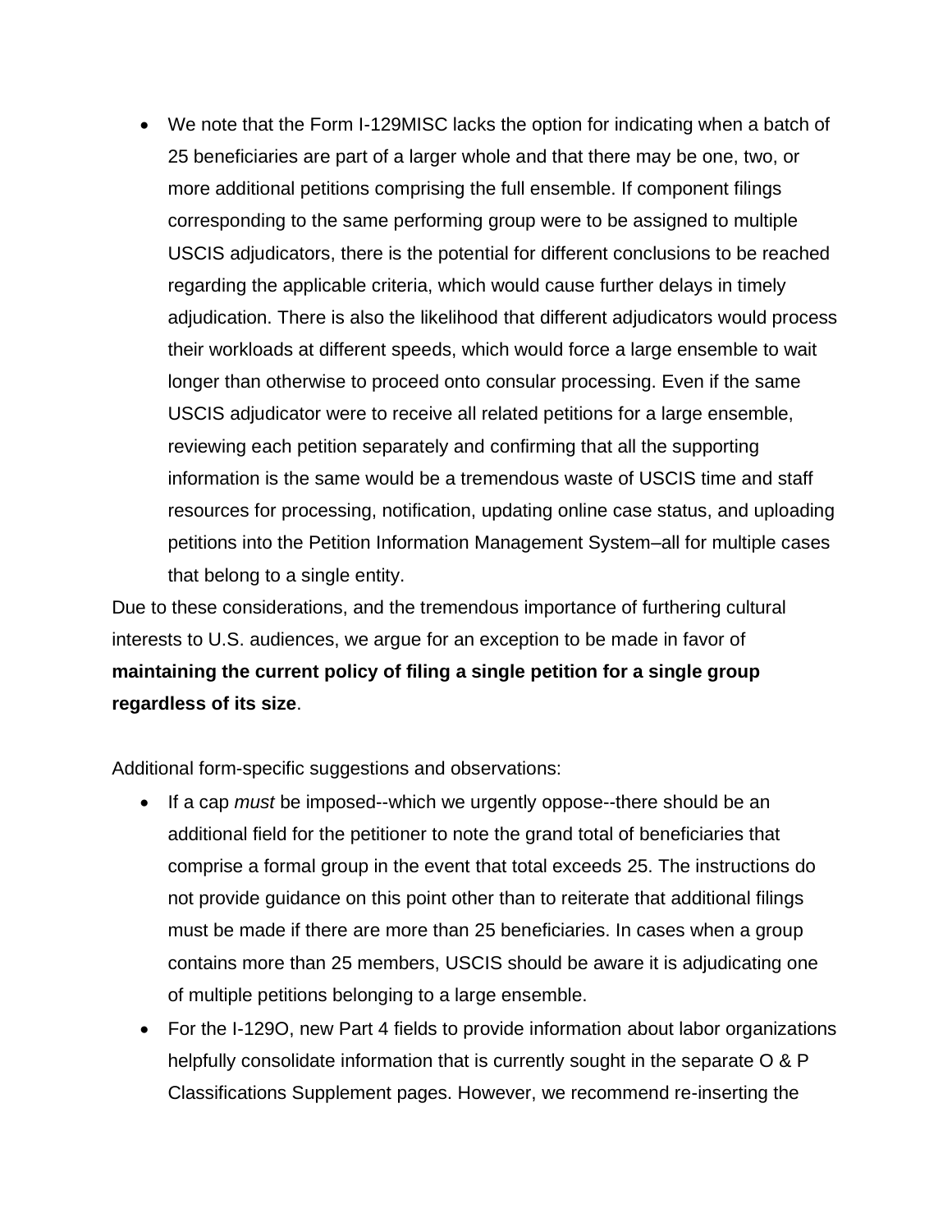- We note that the Form I-129MISC lacks the option for indicating when a batch of 25 beneficiaries are part of a larger whole and that there may be one, two, or more additional petitions comprising the full ensemble. If component filings corresponding to the same performing group were to be assigned to multiple USCIS adjudicators, there is the potential for different conclusions to be reached regarding the applicable criteria, which would cause further delays in timely adjudication. There is also the likelihood that different adjudicators would process their workloads at different speeds, which would force a large ensemble to wait longer than otherwise to proceed onto consular processing. Even if the same USCIS adjudicator were to receive all related petitions for a large ensemble, reviewing each petition separately and confirming that all the supporting information is the same would be a tremendous waste of USCIS time and staff resources for processing, notification, updating online case status, and uploading petitions into the Petition Information Management System–all for multiple cases that belong to a single entity.

Due to these considerations, and the tremendous importance of furthering cultural interests to U.S. audiences, we argue for an exception to be made in favor of **maintaining the current policy of filing a single petition for a single group regardless of its size**.

Additional form-specific suggestions and observations:

- If a cap *must* be imposed--which we urgently oppose--there should be an additional field for the petitioner to note the grand total of beneficiaries that comprise a formal group in the event that total exceeds 25. The instructions do not provide guidance on this point other than to reiterate that additional filings must be made if there are more than 25 beneficiaries. In cases when a group contains more than 25 members, USCIS should be aware it is adjudicating one of multiple petitions belonging to a large ensemble.
- For the I-129O, new Part 4 fields to provide information about labor organizations helpfully consolidate information that is currently sought in the separate O & P Classifications Supplement pages. However, we recommend re-inserting the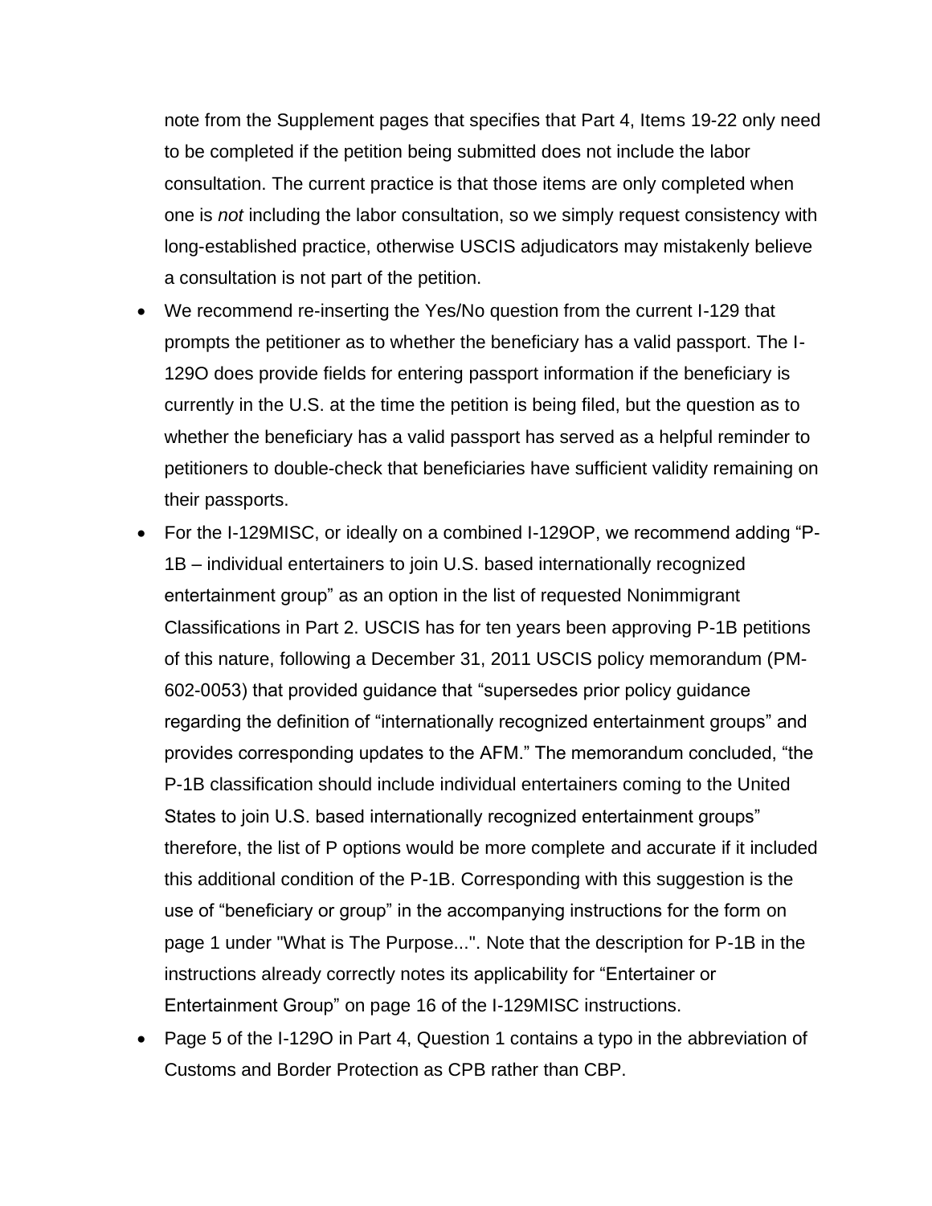note from the Supplement pages that specifies that Part 4, Items 19-22 only need to be completed if the petition being submitted does not include the labor consultation. The current practice is that those items are only completed when one is *not* including the labor consultation, so we simply request consistency with long-established practice, otherwise USCIS adjudicators may mistakenly believe a consultation is not part of the petition.

- We recommend re-inserting the Yes/No question from the current I-129 that prompts the petitioner as to whether the beneficiary has a valid passport. The I-129O does provide fields for entering passport information if the beneficiary is currently in the U.S. at the time the petition is being filed, but the question as to whether the beneficiary has a valid passport has served as a helpful reminder to petitioners to double-check that beneficiaries have sufficient validity remaining on their passports.
- For the I-129MISC, or ideally on a combined I-129OP, we recommend adding "P-1B – individual entertainers to join U.S. based internationally recognized entertainment group" as an option in the list of requested Nonimmigrant Classifications in Part 2. USCIS has for ten years been approving P-1B petitions of this nature, following a December 31, 2011 USCIS policy memorandum (PM-602-0053) that provided guidance that "supersedes prior policy guidance regarding the definition of "internationally recognized entertainment groups" and provides corresponding updates to the AFM." The memorandum concluded, "the P-1B classification should include individual entertainers coming to the United States to join U.S. based internationally recognized entertainment groups" therefore, the list of P options would be more complete and accurate if it included this additional condition of the P-1B. Corresponding with this suggestion is the use of "beneficiary or group" in the accompanying instructions for the form on page 1 under "What is The Purpose...". Note that the description for P-1B in the instructions already correctly notes its applicability for "Entertainer or Entertainment Group" on page 16 of the I-129MISC instructions.
- Page 5 of the I-129O in Part 4, Question 1 contains a typo in the abbreviation of Customs and Border Protection as CPB rather than CBP.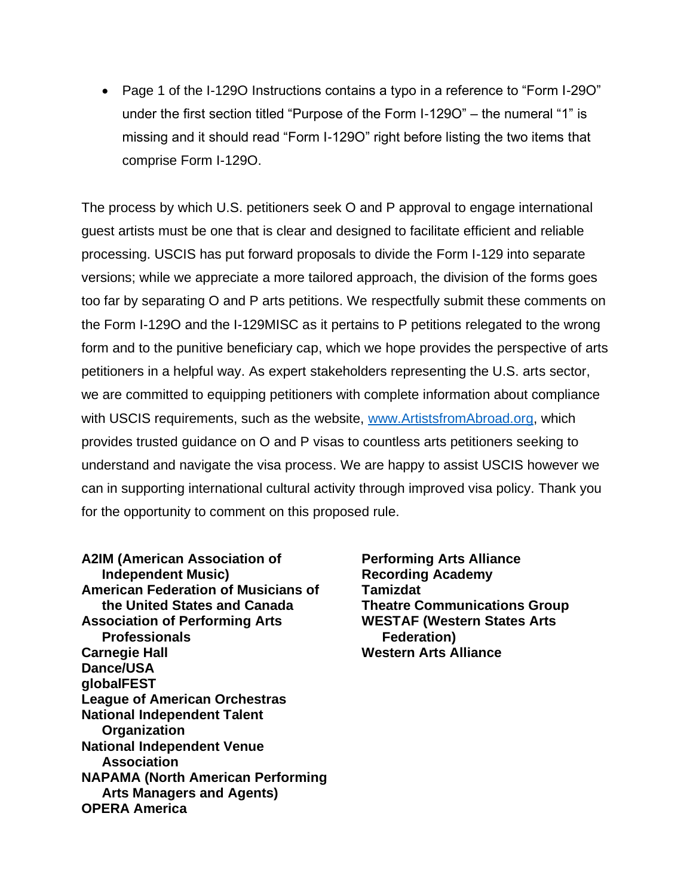- Page 1 of the I-129O Instructions contains a typo in a reference to "Form I-29O" under the first section titled "Purpose of the Form I-129O" – the numeral "1" is missing and it should read "Form I-129O" right before listing the two items that comprise Form I-129O.

The process by which U.S. petitioners seek O and P approval to engage international guest artists must be one that is clear and designed to facilitate efficient and reliable processing. USCIS has put forward proposals to divide the Form I-129 into separate versions; while we appreciate a more tailored approach, the division of the forms goes too far by separating O and P arts petitions. We respectfully submit these comments on the Form I-129O and the I-129MISC as it pertains to P petitions relegated to the wrong form and to the punitive beneficiary cap, which we hope provides the perspective of arts petitioners in a helpful way. As expert stakeholders representing the U.S. arts sector, we are committed to equipping petitioners with complete information about compliance with USCIS requirements, such as the website, [www.ArtistsfromAbroad.org](http://www.ArtistsfromAbroad.org), which provides trusted guidance on O and P visas to countless arts petitioners seeking to understand and navigate the visa process. We are happy to assist USCIS however we can in supporting international cultural activity through improved visa policy. Thank you for the opportunity to comment on this proposed rule.

**A2IM (American Association of Independent Music)**
**American Federation of Musicians of the United States and Canada**
**Association of Performing Arts Professionals**
**Carnegie Hall**
**Dance/USA**
**globalFEST**
**League of American Orchestras**
**National Independent Talent Organization**
**National Independent Venue Association**
**NAPAMA (North American Performing Arts Managers and Agents)**
**OPERA America**
**Performing Arts Alliance**
**Recording Academy**
**Tamizdat**
**Theatre Communications Group**
**WESTAF (Western States Arts Federation)**
**Western Arts Alliance**